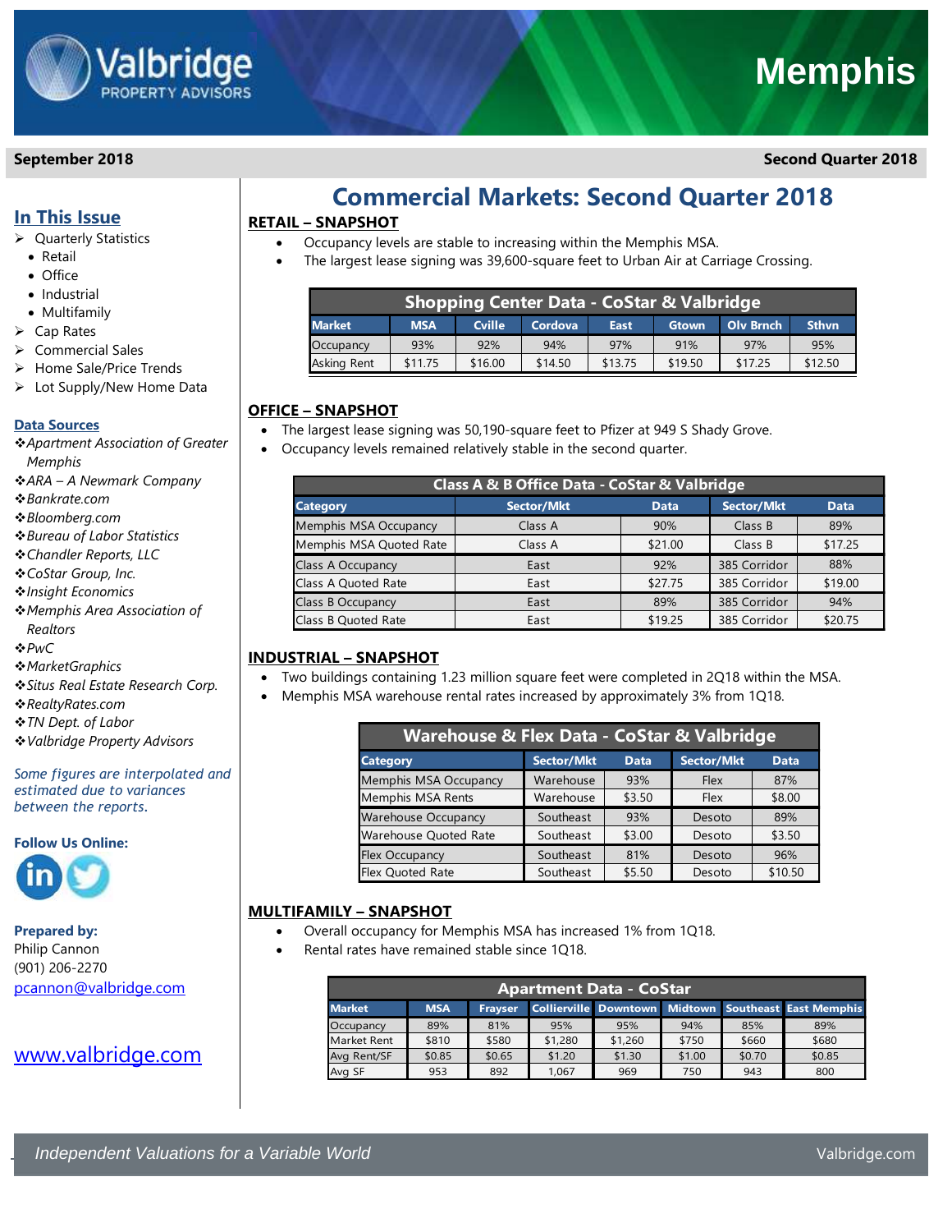# Valbridge PROPERTY ADVISORS — Memphis

**September 2018** | **Second Quarter 2018**

## In This Issue

- Quarterly Statistics
  - Retail
  - Office
  - Industrial
  - Multifamily
- Cap Rates
- Commercial Sales
- Home Sale/Price Trends
- Lot Supply/New Home Data

### Data Sources

- *Apartment Association of Greater Memphis*
- *ARA – A Newmark Company*
- *Bankrate.com*
- *Bloomberg.com*
- *Bureau of Labor Statistics*
- *Chandler Reports, LLC*
- *CoStar Group, Inc.*
- *Insight Economics*
- *Memphis Area Association of Realtors*
- *PwC*
- *MarketGraphics*
- *Situs Real Estate Research Corp.*
- *RealtyRates.com*
- *TN Dept. of Labor*
- *Valbridge Property Advisors*

*Some figures are interpolated and estimated due to variances between the reports.*

**Follow Us Online:**

**Prepared by:**
Philip Cannon
(901) 206-2270
pcannon@valbridge.com

www.valbridge.com

# Commercial Markets: Second Quarter 2018

## RETAIL – SNAPSHOT

- Occupancy levels are stable to increasing within the Memphis MSA.
- The largest lease signing was 39,600-square feet to Urban Air at Carriage Crossing.

**Shopping Center Data - CoStar & Valbridge**

| Market | MSA | Cville | Cordova | East | Gtown | Olv Brnch | Sthvn |
|---|---|---|---|---|---|---|---|
| Occupancy | 93% | 92% | 94% | 97% | 91% | 97% | 95% |
| Asking Rent | $11.75 | $16.00 | $14.50 | $13.75 | $19.50 | $17.25 | $12.50 |

## OFFICE – SNAPSHOT

- The largest lease signing was 50,190-square feet to Pfizer at 949 S Shady Grove.
- Occupancy levels remained relatively stable in the second quarter.

**Class A & B Office Data - CoStar & Valbridge**

| Category | Sector/Mkt | Data | Sector/Mkt | Data |
|---|---|---|---|---|
| Memphis MSA Occupancy | Class A | 90% | Class B | 89% |
| Memphis MSA Quoted Rate | Class A | $21.00 | Class B | $17.25 |
| Class A Occupancy | East | 92% | 385 Corridor | 88% |
| Class A Quoted Rate | East | $27.75 | 385 Corridor | $19.00 |
| Class B Occupancy | East | 89% | 385 Corridor | 94% |
| Class B Quoted Rate | East | $19.25 | 385 Corridor | $20.75 |

## INDUSTRIAL – SNAPSHOT

- Two buildings containing 1.23 million square feet were completed in 2Q18 within the MSA.
- Memphis MSA warehouse rental rates increased by approximately 3% from 1Q18.

**Warehouse & Flex Data - CoStar & Valbridge**

| Category | Sector/Mkt | Data | Sector/Mkt | Data |
|---|---|---|---|---|
| Memphis MSA Occupancy | Warehouse | 93% | Flex | 87% |
| Memphis MSA Rents | Warehouse | $3.50 | Flex | $8.00 |
| Warehouse Occupancy | Southeast | 93% | Desoto | 89% |
| Warehouse Quoted Rate | Southeast | $3.00 | Desoto | $3.50 |
| Flex Occupancy | Southeast | 81% | Desoto | 96% |
| Flex Quoted Rate | Southeast | $5.50 | Desoto | $10.50 |

## MULTIFAMILY – SNAPSHOT

- Overall occupancy for Memphis MSA has increased 1% from 1Q18.
- Rental rates have remained stable since 1Q18.

**Apartment Data - CoStar**

| Market | MSA | Frayser | Collierville | Downtown | Midtown | Southeast | East Memphis |
|---|---|---|---|---|---|---|---|
| Occupancy | 89% | 81% | 95% | 95% | 94% | 85% | 89% |
| Market Rent | $810 | $580 | $1,280 | $1,260 | $750 | $660 | $680 |
| Avg Rent/SF | $0.85 | $0.65 | $1.20 | $1.30 | $1.00 | $0.70 | $0.85 |
| Avg SF | 953 | 892 | 1,067 | 969 | 750 | 943 | 800 |

*Independent Valuations for a Variable World* — Valbridge.com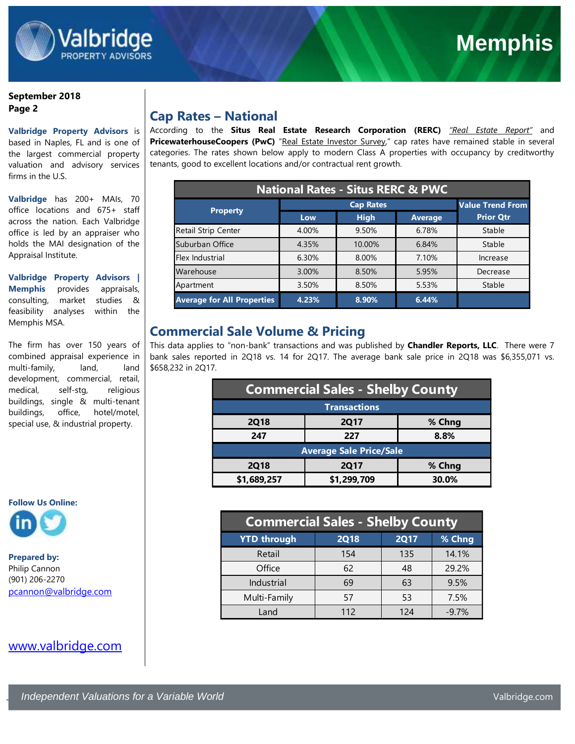**September 2018**
**Page 2**

**Valbridge Property Advisors** is based in Naples, FL and is one of the largest commercial property valuation and advisory services firms in the U.S.

**Valbridge** has 200+ MAIs, 70 office locations and 675+ staff across the nation. Each Valbridge office is led by an appraiser who holds the MAI designation of the Appraisal Institute.

**Valbridge Property Advisors | Memphis** provides appraisals, consulting, market studies & feasibility analyses within the Memphis MSA.

The firm has over 150 years of combined appraisal experience in multi-family, land, land development, commercial, retail, medical, self-stg, religious buildings, single & multi-tenant buildings, office, hotel/motel, special use, & industrial property.

**Follow Us Online:**

**Prepared by:**
Philip Cannon
(901) 206-2270
pcannon@valbridge.com

www.valbridge.com

## Cap Rates – National

According to the **Situs Real Estate Research Corporation (RERC)** *"Real Estate Report"* and **PricewaterhouseCoopers (PwC)** "Real Estate Investor Survey," cap rates have remained stable in several categories. The rates shown below apply to modern Class A properties with occupancy by creditworthy tenants, good to excellent locations and/or contractual rent growth.

**National Rates - Situs RERC & PWC**

| Property | Cap Rates | | | Value Trend From Prior Qtr |
|---|---|---|---|---|
| | Low | High | Average | |
| Retail Strip Center | 4.00% | 9.50% | 6.78% | Stable |
| Suburban Office | 4.35% | 10.00% | 6.84% | Stable |
| Flex Industrial | 6.30% | 8.00% | 7.10% | Increase |
| Warehouse | 3.00% | 8.50% | 5.95% | Decrease |
| Apartment | 3.50% | 8.50% | 5.53% | Stable |
| **Average for All Properties** | **4.23%** | **8.90%** | **6.44%** | |

## Commercial Sale Volume & Pricing

This data applies to "non-bank" transactions and was published by **Chandler Reports, LLC**. There were 7 bank sales reported in 2Q18 vs. 14 for 2Q17. The average bank sale price in 2Q18 was $6,355,071 vs. $658,232 in 2Q17.

**Commercial Sales - Shelby County**

| Transactions | | |
|---|---|---|
| **2Q18** | **2Q17** | **% Chng** |
| **247** | **227** | **8.8%** |
| **Average Sale Price/Sale** | | |
| **2Q18** | **2Q17** | **% Chng** |
| **$1,689,257** | **$1,299,709** | **30.0%** |

**Commercial Sales - Shelby County**

| YTD through | 2Q18 | 2Q17 | % Chng |
|---|---|---|---|
| Retail | 154 | 135 | 14.1% |
| Office | 62 | 48 | 29.2% |
| Industrial | 69 | 63 | 9.5% |
| Multi-Family | 57 | 53 | 7.5% |
| Land | 112 | 124 | -9.7% |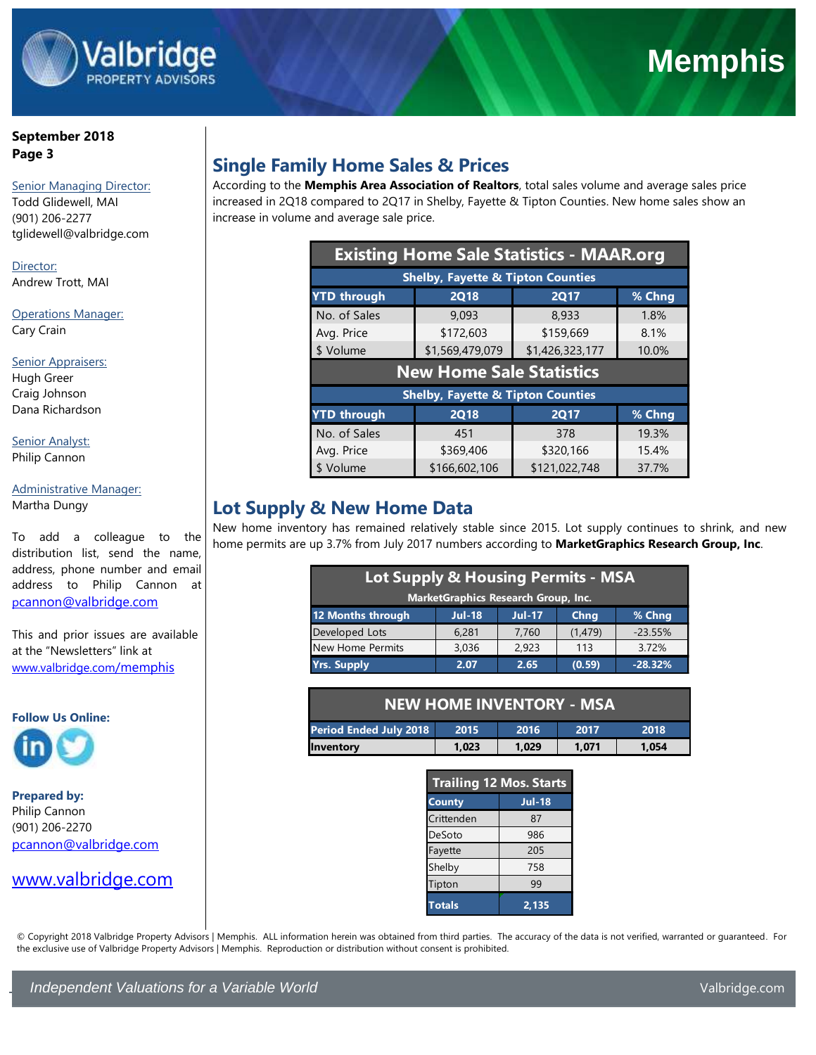# Memphis

**September 2018**
**Page 3**

Senior Managing Director:
Todd Glidewell, MAI
(901) 206-2277
tglidewell@valbridge.com

Director:
Andrew Trott, MAI

Operations Manager:
Cary Crain

Senior Appraisers:
Hugh Greer
Craig Johnson
Dana Richardson

Senior Analyst:
Philip Cannon

Administrative Manager:
Martha Dungy

To add a colleague to the distribution list, send the name, address, phone number and email address to Philip Cannon at pcannon@valbridge.com

This and prior issues are available at the "Newsletters" link at www.valbridge.com/memphis

**Follow Us Online:**

**Prepared by:**
Philip Cannon
(901) 206-2270
pcannon@valbridge.com

www.valbridge.com

## Single Family Home Sales & Prices

According to the **Memphis Area Association of Realtors**, total sales volume and average sales price increased in 2Q18 compared to 2Q17 in Shelby, Fayette & Tipton Counties. New home sales show an increase in volume and average sale price.

| Existing Home Sale Statistics - MAAR.org | | | |
|---|---|---|---|
| Shelby, Fayette & Tipton Counties | | | |
| YTD through | 2Q18 | 2Q17 | % Chng |
| No. of Sales | 9,093 | 8,933 | 1.8% |
| Avg. Price | $172,603 | $159,669 | 8.1% |
| $ Volume | $1,569,479,079 | $1,426,323,177 | 10.0% |
| **New Home Sale Statistics** | | | |
| Shelby, Fayette & Tipton Counties | | | |
| YTD through | 2Q18 | 2Q17 | % Chng |
| No. of Sales | 451 | 378 | 19.3% |
| Avg. Price | $369,406 | $320,166 | 15.4% |
| $ Volume | $166,602,106 | $121,022,748 | 37.7% |

## Lot Supply & New Home Data

New home inventory has remained relatively stable since 2015. Lot supply continues to shrink, and new home permits are up 3.7% from July 2017 numbers according to **MarketGraphics Research Group, Inc**.

| Lot Supply & Housing Permits - MSA | | | | |
|---|---|---|---|---|
| MarketGraphics Research Group, Inc. | | | | |
| 12 Months through | Jul-18 | Jul-17 | Chng | % Chng |
| Developed Lots | 6,281 | 7,760 | (1,479) | -23.55% |
| New Home Permits | 3,036 | 2,923 | 113 | 3.72% |
| **Yrs. Supply** | **2.07** | **2.65** | **(0.59)** | **-28.32%** |

| NEW HOME INVENTORY - MSA | | | | |
|---|---|---|---|---|
| Period Ended July 2018 | 2015 | 2016 | 2017 | 2018 |
| **Inventory** | **1,023** | **1,029** | **1,071** | **1,054** |

| Trailing 12 Mos. Starts | |
|---|---|
| County | Jul-18 |
| Crittenden | 87 |
| DeSoto | 986 |
| Fayette | 205 |
| Shelby | 758 |
| Tipton | 99 |
| **Totals** | **2,135** |

© Copyright 2018 Valbridge Property Advisors | Memphis. ALL information herein was obtained from third parties. The accuracy of the data is not verified, warranted or guaranteed. For the exclusive use of Valbridge Property Advisors | Memphis. Reproduction or distribution without consent is prohibited.